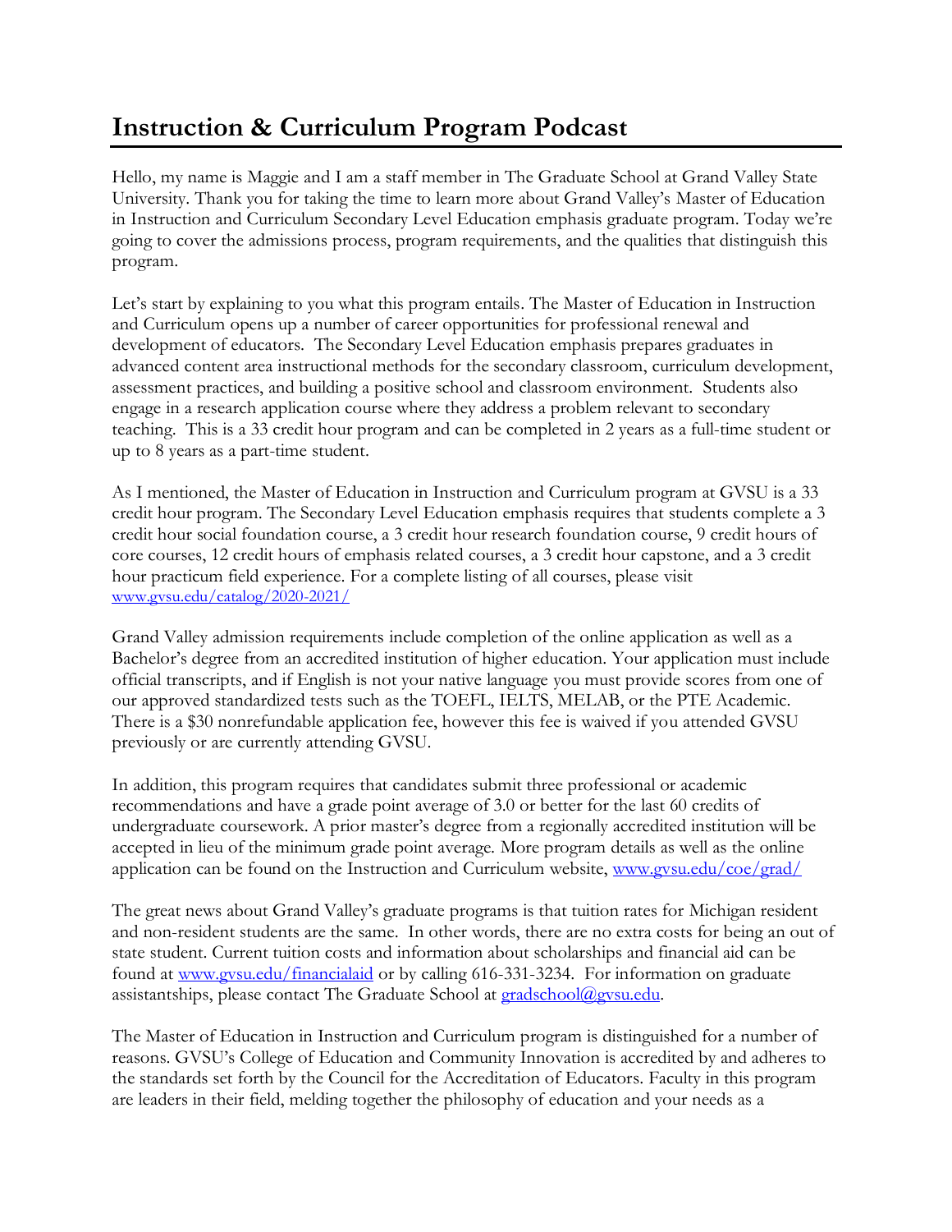# Instruction & Curriculum Program Podcast

Hello, my name is Maggie and I am a staff member in The Graduate School at Grand Valley State University. Thank you for taking the time to learn more about Grand Valley's Master of Education in Instruction and Curriculum Secondary Level Education emphasis graduate program. Today we're going to cover the admissions process, program requirements, and the qualities that distinguish this program.

Let's start by explaining to you what this program entails. The Master of Education in Instruction and Curriculum opens up a number of career opportunities for professional renewal and development of educators. The Secondary Level Education emphasis prepares graduates in advanced content area instructional methods for the secondary classroom, curriculum development, assessment practices, and building a positive school and classroom environment. Students also engage in a research application course where they address a problem relevant to secondary teaching. This is a 33 credit hour program and can be completed in 2 years as a full-time student or up to 8 years as a part-time student.

As I mentioned, the Master of Education in Instruction and Curriculum program at GVSU is a 33 credit hour program. The Secondary Level Education emphasis requires that students complete a 3 credit hour social foundation course, a 3 credit hour research foundation course, 9 credit hours of core courses, 12 credit hours of emphasis related courses, a 3 credit hour capstone, and a 3 credit hour practicum field experience. For a complete listing of all courses, please visit www.gvsu.edu/catalog/2020-2021/

Grand Valley admission requirements include completion of the online application as well as a Bachelor's degree from an accredited institution of higher education. Your application must include official transcripts, and if English is not your native language you must provide scores from one of our approved standardized tests such as the TOEFL, IELTS, MELAB, or the PTE Academic. There is a $30 nonrefundable application fee, however this fee is waived if you attended GVSU previously or are currently attending GVSU.

In addition, this program requires that candidates submit three professional or academic recommendations and have a grade point average of 3.0 or better for the last 60 credits of undergraduate coursework. A prior master's degree from a regionally accredited institution will be accepted in lieu of the minimum grade point average. More program details as well as the online application can be found on the Instruction and Curriculum website, www.gvsu.edu/coe/grad/

The great news about Grand Valley's graduate programs is that tuition rates for Michigan resident and non-resident students are the same. In other words, there are no extra costs for being an out of state student. Current tuition costs and information about scholarships and financial aid can be found at www.gvsu.edu/financialaid or by calling 616-331-3234. For information on graduate assistantships, please contact The Graduate School at gradschool@gvsu.edu.

The Master of Education in Instruction and Curriculum program is distinguished for a number of reasons. GVSU's College of Education and Community Innovation is accredited by and adheres to the standards set forth by the Council for the Accreditation of Educators. Faculty in this program are leaders in their field, melding together the philosophy of education and your needs as a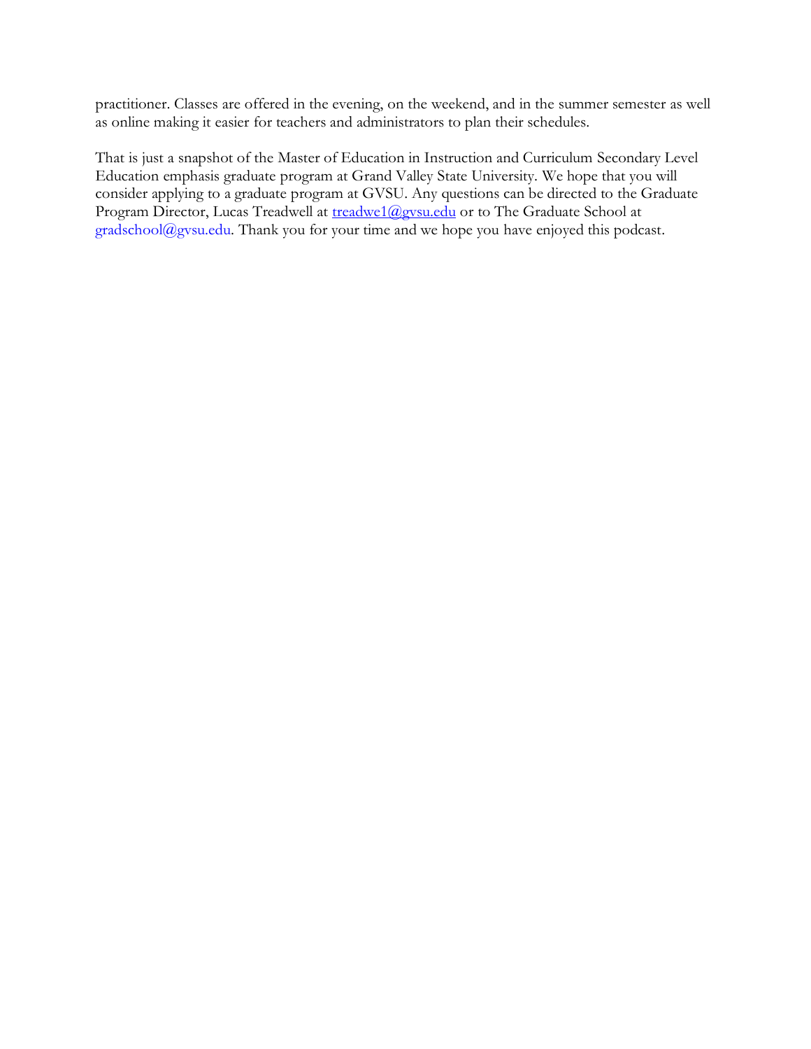practitioner. Classes are offered in the evening, on the weekend, and in the summer semester as well as online making it easier for teachers and administrators to plan their schedules.

That is just a snapshot of the Master of Education in Instruction and Curriculum Secondary Level Education emphasis graduate program at Grand Valley State University. We hope that you will consider applying to a graduate program at GVSU. Any questions can be directed to the Graduate Program Director, Lucas Treadwell at treadwe1@gvsu.edu or to The Graduate School at gradschool@gvsu.edu. Thank you for your time and we hope you have enjoyed this podcast.